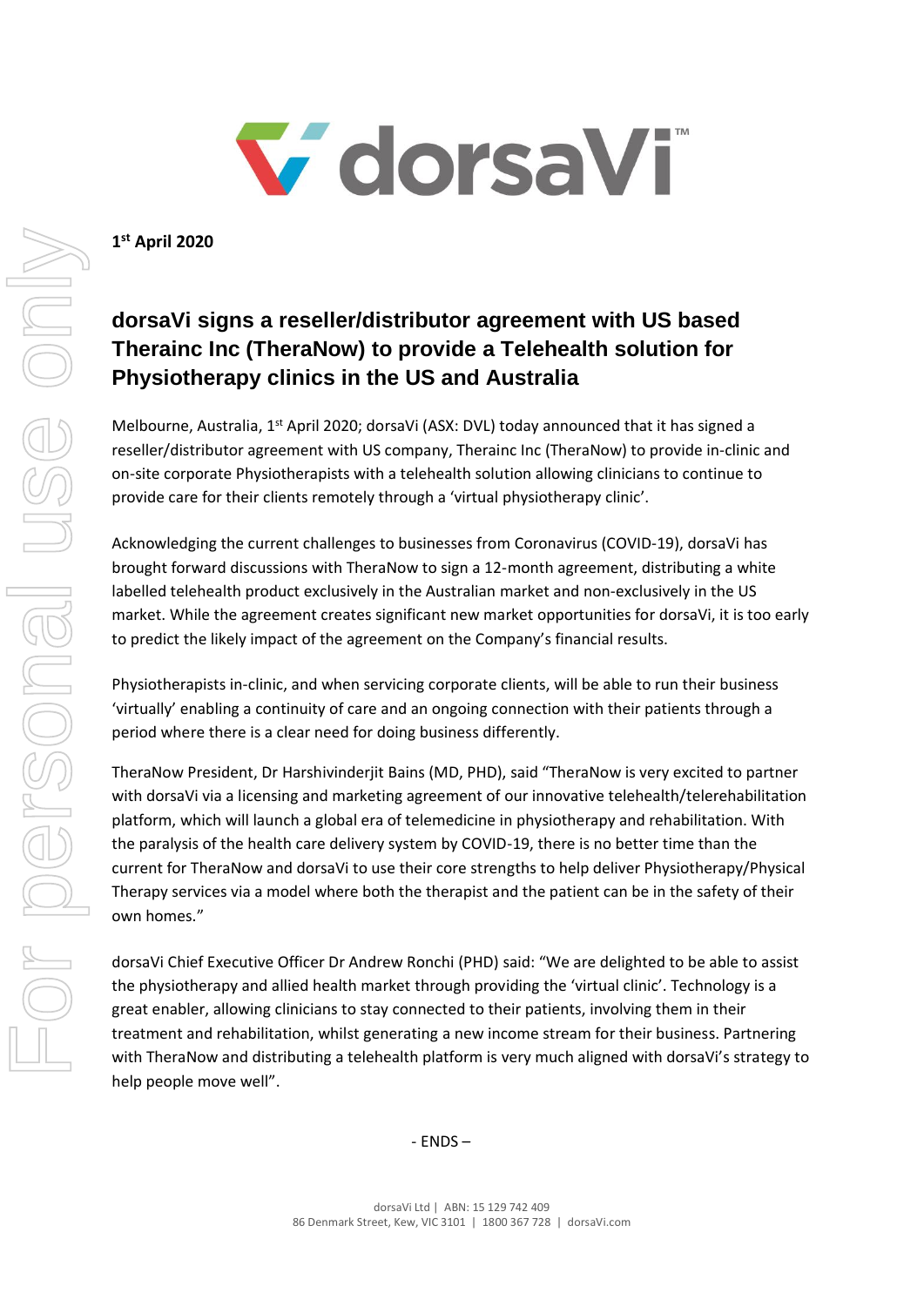**1st April 2020**

## dorsaVi signs a reseller/distributor agreement with US based Therainc Inc (TheraNow) to provide a Telehealth solution for Physiotherapy clinics in the US and Australia

Melbourne, Australia, 1st April 2020; dorsaVi (ASX: DVL) today announced that it has signed a reseller/distributor agreement with US company, Therainc Inc (TheraNow) to provide in-clinic and on-site corporate Physiotherapists with a telehealth solution allowing clinicians to continue to provide care for their clients remotely through a 'virtual physiotherapy clinic'.

Acknowledging the current challenges to businesses from Coronavirus (COVID-19), dorsaVi has brought forward discussions with TheraNow to sign a 12-month agreement, distributing a white labelled telehealth product exclusively in the Australian market and non-exclusively in the US market. While the agreement creates significant new market opportunities for dorsaVi, it is too early to predict the likely impact of the agreement on the Company's financial results.

Physiotherapists in-clinic, and when servicing corporate clients, will be able to run their business 'virtually' enabling a continuity of care and an ongoing connection with their patients through a period where there is a clear need for doing business differently.

TheraNow President, Dr Harshivinderjit Bains (MD, PHD), said "TheraNow is very excited to partner with dorsaVi via a licensing and marketing agreement of our innovative telehealth/telerehabilitation platform, which will launch a global era of telemedicine in physiotherapy and rehabilitation. With the paralysis of the health care delivery system by COVID-19, there is no better time than the current for TheraNow and dorsaVi to use their core strengths to help deliver Physiotherapy/Physical Therapy services via a model where both the therapist and the patient can be in the safety of their own homes."

dorsaVi Chief Executive Officer Dr Andrew Ronchi (PHD) said: "We are delighted to be able to assist the physiotherapy and allied health market through providing the 'virtual clinic'. Technology is a great enabler, allowing clinicians to stay connected to their patients, involving them in their treatment and rehabilitation, whilst generating a new income stream for their business. Partnering with TheraNow and distributing a telehealth platform is very much aligned with dorsaVi's strategy to help people move well".

- ENDS –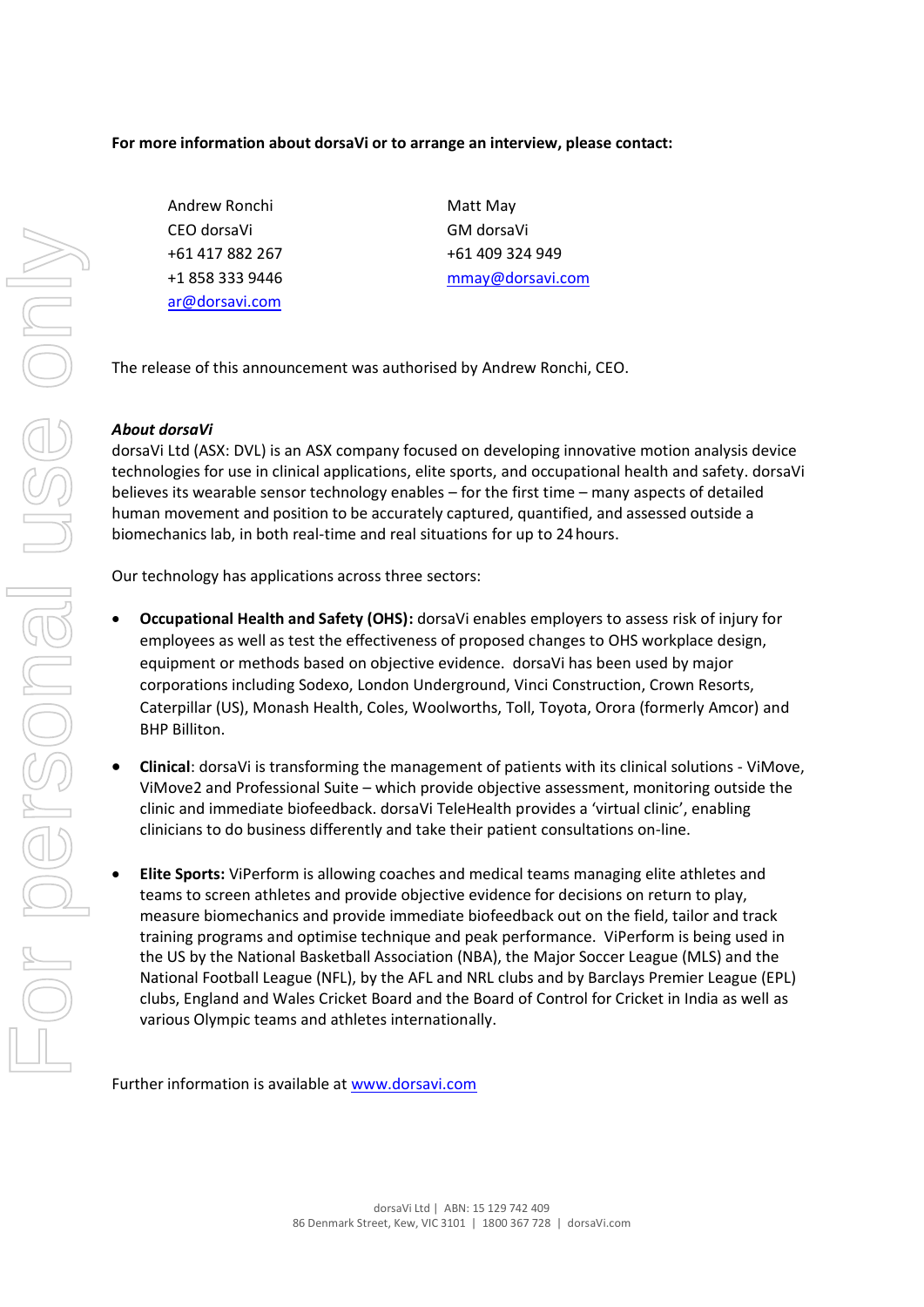**For more information about dorsaVi or to arrange an interview, please contact:**

Andrew Ronchi
CEO dorsaVi
+61 417 882 267
+1 858 333 9446
ar@dorsavi.com

Matt May
GM dorsaVi
+61 409 324 949
mmay@dorsavi.com

The release of this announcement was authorised by Andrew Ronchi, CEO.

***About dorsaVi***

dorsaVi Ltd (ASX: DVL) is an ASX company focused on developing innovative motion analysis device technologies for use in clinical applications, elite sports, and occupational health and safety. dorsaVi believes its wearable sensor technology enables – for the first time – many aspects of detailed human movement and position to be accurately captured, quantified, and assessed outside a biomechanics lab, in both real-time and real situations for up to 24 hours.

Our technology has applications across three sectors:

- **Occupational Health and Safety (OHS):** dorsaVi enables employers to assess risk of injury for employees as well as test the effectiveness of proposed changes to OHS workplace design, equipment or methods based on objective evidence. dorsaVi has been used by major corporations including Sodexo, London Underground, Vinci Construction, Crown Resorts, Caterpillar (US), Monash Health, Coles, Woolworths, Toll, Toyota, Orora (formerly Amcor) and BHP Billiton.

- **Clinical**: dorsaVi is transforming the management of patients with its clinical solutions - ViMove, ViMove2 and Professional Suite – which provide objective assessment, monitoring outside the clinic and immediate biofeedback. dorsaVi TeleHealth provides a 'virtual clinic', enabling clinicians to do business differently and take their patient consultations on-line.

- **Elite Sports:** ViPerform is allowing coaches and medical teams managing elite athletes and teams to screen athletes and provide objective evidence for decisions on return to play, measure biomechanics and provide immediate biofeedback out on the field, tailor and track training programs and optimise technique and peak performance. ViPerform is being used in the US by the National Basketball Association (NBA), the Major Soccer League (MLS) and the National Football League (NFL), by the AFL and NRL clubs and by Barclays Premier League (EPL) clubs, England and Wales Cricket Board and the Board of Control for Cricket in India as well as various Olympic teams and athletes internationally.

Further information is available at www.dorsavi.com